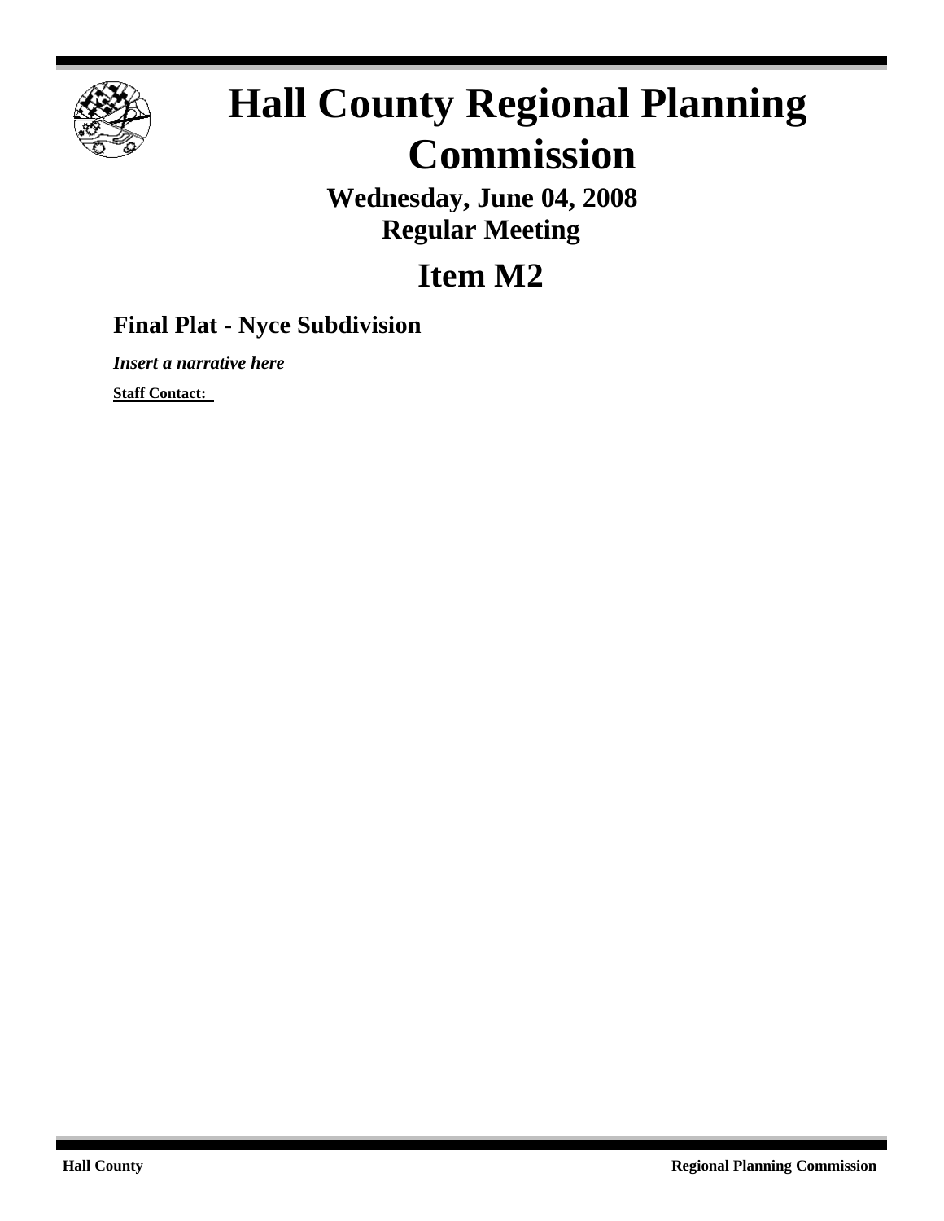# Hall County Regional Planning Commission

**Wednesday, June 04, 2008**
**Regular Meeting**

## Item M2

### Final Plat - Nyce Subdivision

***Insert a narrative here***

**Staff Contact:**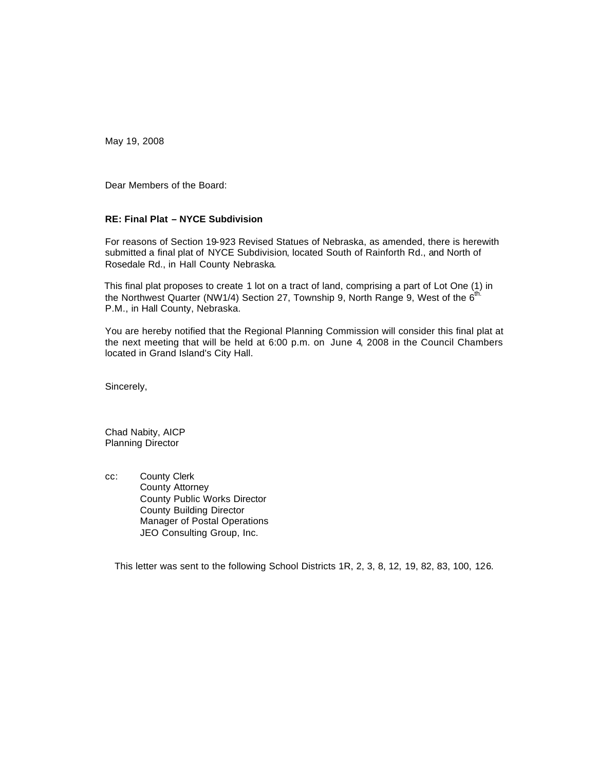May 19, 2008

Dear Members of the Board:

**RE: Final Plat – NYCE Subdivision**

For reasons of Section 19-923 Revised Statues of Nebraska, as amended, there is herewith submitted a final plat of NYCE Subdivision, located South of Rainforth Rd., and North of Rosedale Rd., in Hall County Nebraska.

This final plat proposes to create 1 lot on a tract of land, comprising a part of Lot One (1) in the Northwest Quarter (NW1/4) Section 27, Township 9, North Range 9, West of the 6th. P.M., in Hall County, Nebraska.

You are hereby notified that the Regional Planning Commission will consider this final plat at the next meeting that will be held at 6:00 p.m. on June 4, 2008 in the Council Chambers located in Grand Island's City Hall.

Sincerely,

Chad Nabity, AICP
Planning Director

cc: County Clerk
County Attorney
County Public Works Director
County Building Director
Manager of Postal Operations
JEO Consulting Group, Inc.

This letter was sent to the following School Districts 1R, 2, 3, 8, 12, 19, 82, 83, 100, 126.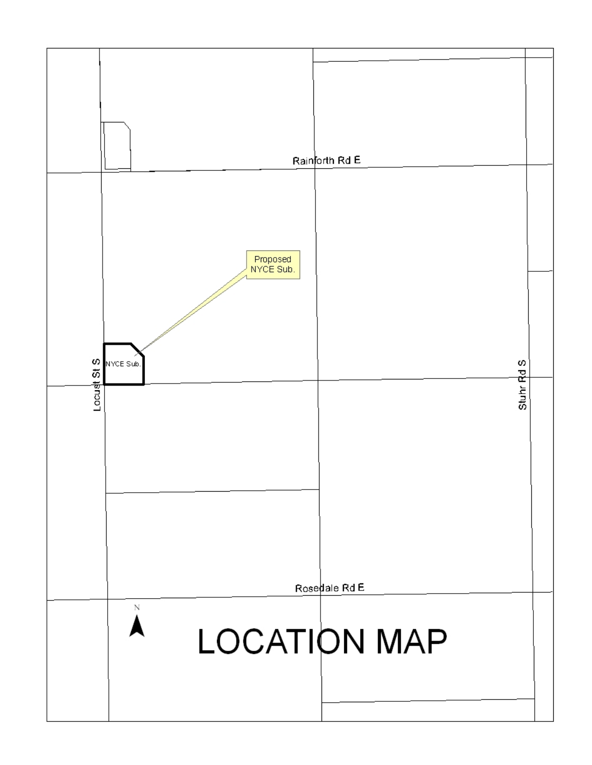Rainforth Rd E

Proposed NYCE Sub.

NYCE Sub.

Locust St S

Stuhr Rd S

Rosedale Rd E

N

# LOCATION MAP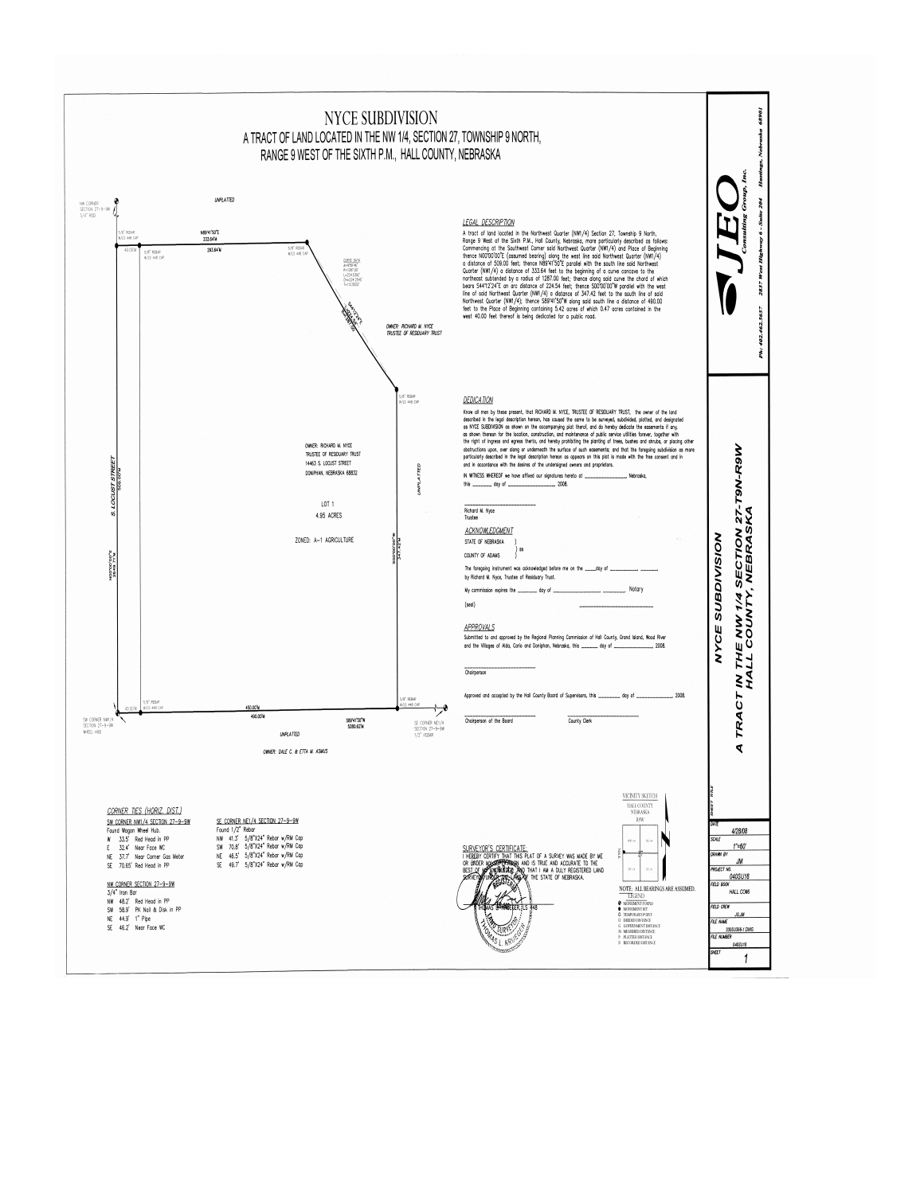# NYCE SUBDIVISION

## A TRACT OF LAND LOCATED IN THE NW 1/4, SECTION 27, TOWNSHIP 9 NORTH, RANGE 9 WEST OF THE SIXTH P.M., HALL COUNTY, NEBRASKA

NW CORNER SECTION 27-9-9W 3/4" ROD

UNPLATTED

5/8" REBAR W/LS 448 CAP

N89°41'50"E 333.64'M

293.64'M

40.00'M

5/8" REBAR W/LS 448 CAP

5/8" REBAR W/LS 448 CAP

CURVE DATA
Δ=10°01'46"
R=1287.00'
L=224.83'
Ch=224.54'
T=112.9'

S44°12'24"E 224.54'

OWNER: RICHARD M. NYCE TRUSTEE OF RESIDUARY TRUST

5/8" REBAR W/LS 448 CAP

OWNER: RICHARD M. NYCE
TRUSTEE OF RESIDUARY TRUST
14463 S. LOCUST STREET
DONIPHAN, NEBRASKA 68832

LOT 1
4.95 ACRES

ZONED: A-1 AGRICULTURE

S. LOCUST STREET

N00°00'00"E 509.00'M

N00°00'00"E 2649.71'M

S00°00'00"W 347.42'M

UNPLATTED

5/8" REBAR W/LS 448 CAP

40.00'M

450.00'M

490.00'M

S89°41'50"W 5280.62'M

5/8" REBAR W/LS 448 CAP

SW CORNER NW1/4 SECTION 27-9-9W WHEEL HUB

SE CORNER NE1/4 SECTION 27-9-9W 1/2" REBAR

UNPLATTED

OWNER: DALE C. & ETTA M. ASMUS

### LEGAL DESCRIPTION

A tract of land located in the Northwest Quarter (NW1/4) Section 27, Township 9 North, Range 9 West of the Sixth P.M., Hall County, Nebraska, more particularly described as follows: Commencing at the Southwest Corner said Northwest Quarter (NW1/4) and Place of Beginning thence N00°00'00"E (assumed bearing) along the west line said Northwest Quarter (NW1/4) a distance of 509.00 feet; thence N89°41'50"E parallel with the south line said Northwest Quarter (NW1/4) a distance of 333.64 feet to the beginning of a curve concave to the northeast subtended by a radius of 1287.00 feet; thence along said curve the chord of which bears S44°12'24"E an arc distance of 224.54 feet; thence S00°00'00"W parallel with the west line of said Northwest Quarter (NW1/4) a distance of 347.42 feet to the south line of said Northwest Quarter (NW1/4); thence S89°41'50"W along said south line a distance of 490.00 feet to the Place of Beginning containing 5.42 acres of which 0.47 acres contained in the west 40.00 feet thereof is being dedicated for a public road.

### DEDICATION

Know all men by these present, that RICHARD M. NYCE, TRUSTEE OF RESIDUARY TRUST, the owner of the land described in the legal description hereon, has caused the same to be surveyed, subdivided, platted, and designated as NYCE SUBDIVISION as shown on the accompanying plat thereof, and do hereby dedicate the easements if any, as shown thereon for the location, construction, and maintenance of public service utilities forever, together with the right of ingress and egress thereto, and hereby prohibiting the planting of trees, bushes and shrubs, or placing other obstructions upon, over along or underneath the surface of such easements; and that the foregoing subdivision as more particularly described in the legal description hereon as appears on this plat is made with the free consent and in and in accordance with the desires of the undersigned owners and proprietors.

IN WITNESS WHEREOF we have affixed our signatures hereto at ______________, Nebraska, this ______ day of ______________ 2008.

______________________
Richard M. Nyce
Trustee

### ACKNOWLEDGMENT

STATE OF NEBRASKA )
) ss
COUNTY OF ADAMS )

The foregoing instrument was acknowledged before me on the ____day of __________, ______ by Richard M. Nyce, Trustee of Residuary Trust.

My commission expires the ______ day of ______________, ______. Notary

(seal) ______________________

### APPROVALS

Submitted to and approved by the Regional Planning Commission of Hall County, Grand Island, Wood River and the Villages of Alda, Cairo and Doniphan, Nebraska, this ______ day of ______________, 2008.

______________________
Chairperson

Approved and accepted by the Hall County Board of Supervisors, this ______ day of ______________, 2008.

______________________ ______________________
Chairperson of the Board County Clerk

### CORNER TIES (HORIZ. DIST.)

SW CORNER NW1/4 SECTION 27-9-9W
Found Wagon Wheel Hub.
W 33.5' Red Head in PP
E 32.4' Near Face WC
NE 37.7' Near Corner Gas Meter
SE 70.65' Red Head in PP

NW CORNER SECTION 27-9-9W
3/4" Iron Bar
NW 48.2' Red Head in PP
SW 58.9' PK Nail & Disk in PP
NE 44.9' 1" Pipe
SE 46.2' Near Face WC

SE CORNER NE1/4 SECTION 27-9-9W
Found 1/2" Rebar
NW 41.3' 5/8"X24" Rebar w/RM Cap
SW 70.8' 5/8"X24" Rebar w/RM Cap
NE 46.5' 5/8"X24" Rebar w/RM Cap
SE 49.7' 5/8"X24" Rebar w/RM Cap

### SURVEYOR'S CERTIFICATE:

I HEREBY CERTIFY THAT THIS PLAT OF A SURVEY WAS MADE BY ME OR UNDER MY SUPERVISION AND IS TRUE AND ACCURATE TO THE BEST OF MY KNOWLEDGE AND THAT I AM A DULY REGISTERED LAND SURVEYOR UNDER THE LAWS OF THE STATE OF NEBRASKA.

THOMAS L. KRUEGER, LS 448

VICINITY SKETCH
HALL COUNTY
NEBRASKA
R9W

NOTE: ALL BEARINGS ARE ASSUMED.

LEGEND
MONUMENT FOUND
MONUMENT SET
TEMPORARY POINT
D DEEDED DISTANCE
G GOVERNMENT DISTANCE
M MEASURED DISTANCE
P PLATTED DISTANCE
R RECORDED DISTANCE

JEO Consulting Group, Inc.
Ph: 402.462.5657 2837 West Highway 6 - Suite 204 Hastings, Nebraska 68901

NYCE SUBDIVISION
A TRACT IN THE NW 1/4 SECTION 27-T9N-R9W HALL COUNTY, NEBRASKA

DATE 4/28/08
SCALE 1"=60'
DRAWN BY JM
PROJECT NO. 040SU18
FIELD BOOK HALL CO#8
FIELD CREW JG,JM
FILE NAME 2005U369-1.DWG
FILE NUMBER 040SU18
SHEET 1